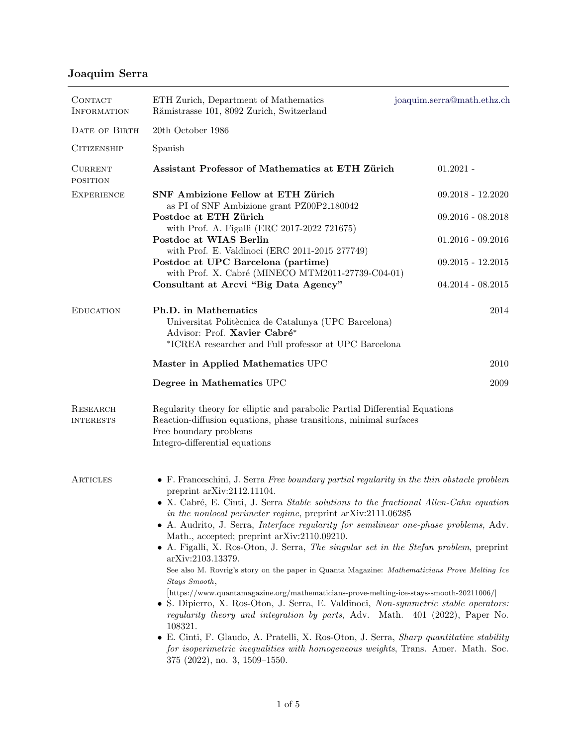# Joaquim Serra

**Contact Information**
ETH Zurich, Department of Mathematics
Rämistrasse 101, 8092 Zurich, Switzerland
joaquim.serra@math.ethz.ch

**Date of Birth**
20th October 1986

**Citizenship**
Spanish

**Current position**
**Assistant Professor of Mathematics at ETH Zürich** — 01.2021 -

**Experience**

- **SNF Ambizione Fellow at ETH Zürich** — 09.2018 - 12.2020
  as PI of SNF Ambizione grant PZ00P2_180042
- **Postdoc at ETH Zürich** — 09.2016 - 08.2018
  with Prof. A. Figalli (ERC 2017-2022 721675)
- **Postdoc at WIAS Berlin** — 01.2016 - 09.2016
  with Prof. E. Valdinoci (ERC 2011-2015 277749)
- **Postdoc at UPC Barcelona (partime)** — 09.2015 - 12.2015
  with Prof. X. Cabré (MINECO MTM2011-27739-C04-01)
- **Consultant at Arcvi "Big Data Agency"** — 04.2014 - 08.2015

**Education**

- **Ph.D. in Mathematics** — 2014
  Universitat Politècnica de Catalunya (UPC Barcelona)
  Advisor: Prof. **Xavier Cabré***
  *ICREA researcher and Full professor at UPC Barcelona
- **Master in Applied Mathematics** UPC — 2010
- **Degree in Mathematics** UPC — 2009

**Research interests**

Regularity theory for elliptic and parabolic Partial Differential Equations
Reaction-diffusion equations, phase transitions, minimal surfaces
Free boundary problems
Integro-differential equations

**Articles**

- F. Franceschini, J. Serra *Free boundary partial regularity in the thin obstacle problem* preprint arXiv:2112.11104.
- X. Cabré, E. Cinti, J. Serra *Stable solutions to the fractional Allen-Cahn equation in the nonlocal perimeter regime*, preprint arXiv:2111.06285
- A. Audrito, J. Serra, *Interface regularity for semilinear one-phase problems*, Adv. Math., accepted; preprint arXiv:2110.09210.
- A. Figalli, X. Ros-Oton, J. Serra, *The singular set in the Stefan problem*, preprint arXiv:2103.13379.
  See also M. Rovrig's story on the paper in Quanta Magazine: *Mathematicians Prove Melting Ice Stays Smooth*,
  [https://www.quantamagazine.org/mathematicians-prove-melting-ice-stays-smooth-20211006/]
- S. Dipierro, X. Ros-Oton, J. Serra, E. Valdinoci, *Non-symmetric stable operators: regularity theory and integration by parts*, Adv. Math. 401 (2022), Paper No. 108321.
- E. Cinti, F. Glaudo, A. Pratelli, X. Ros-Oton, J. Serra, *Sharp quantitative stability for isoperimetric inequalities with homogeneous weights*, Trans. Amer. Math. Soc. 375 (2022), no. 3, 1509–1550.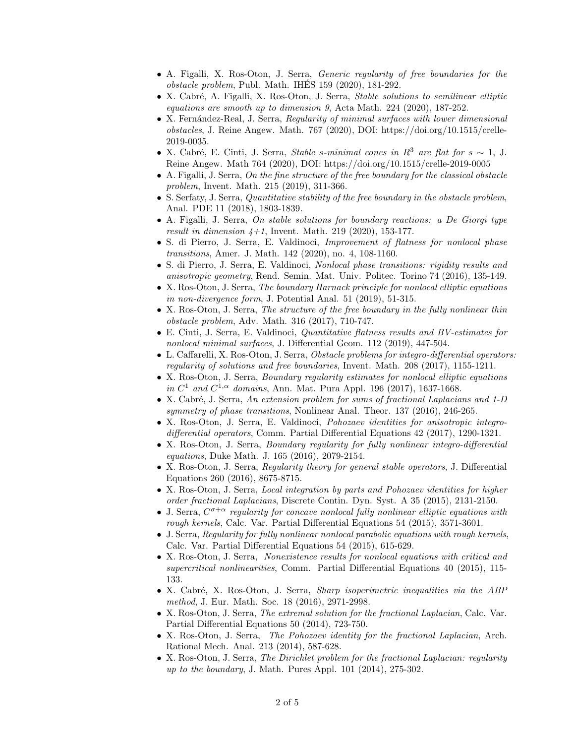- A. Figalli, X. Ros-Oton, J. Serra, *Generic regularity of free boundaries for the obstacle problem*, Publ. Math. IHÉS 159 (2020), 181-292.
- X. Cabré, A. Figalli, X. Ros-Oton, J. Serra, *Stable solutions to semilinear elliptic equations are smooth up to dimension 9*, Acta Math. 224 (2020), 187-252.
- X. Fernández-Real, J. Serra, *Regularity of minimal surfaces with lower dimensional obstacles*, J. Reine Angew. Math. 767 (2020), DOI: https://doi.org/10.1515/crelle-2019-0035.
- X. Cabré, E. Cinti, J. Serra, *Stable s-minimal cones in $R^3$ are flat for $s \sim 1$*, J. Reine Angew. Math 764 (2020), DOI: https://doi.org/10.1515/crelle-2019-0005
- A. Figalli, J. Serra, *On the fine structure of the free boundary for the classical obstacle problem*, Invent. Math. 215 (2019), 311-366.
- S. Serfaty, J. Serra, *Quantitative stability of the free boundary in the obstacle problem*, Anal. PDE 11 (2018), 1803-1839.
- A. Figalli, J. Serra, *On stable solutions for boundary reactions: a De Giorgi type result in dimension 4+1*, Invent. Math. 219 (2020), 153-177.
- S. di Pierro, J. Serra, E. Valdinoci, *Improvement of flatness for nonlocal phase transitions*, Amer. J. Math. 142 (2020), no. 4, 108-1160.
- S. di Pierro, J. Serra, E. Valdinoci, *Nonlocal phase transitions: rigidity results and anisotropic geometry*, Rend. Semin. Mat. Univ. Politec. Torino 74 (2016), 135-149.
- X. Ros-Oton, J. Serra, *The boundary Harnack principle for nonlocal elliptic equations in non-divergence form*, J. Potential Anal. 51 (2019), 51-315.
- X. Ros-Oton, J. Serra, *The structure of the free boundary in the fully nonlinear thin obstacle problem*, Adv. Math. 316 (2017), 710-747.
- E. Cinti, J. Serra, E. Valdinoci, *Quantitative flatness results and BV-estimates for nonlocal minimal surfaces*, J. Differential Geom. 112 (2019), 447-504.
- L. Caffarelli, X. Ros-Oton, J. Serra, *Obstacle problems for integro-differential operators: regularity of solutions and free boundaries*, Invent. Math. 208 (2017), 1155-1211.
- X. Ros-Oton, J. Serra, *Boundary regularity estimates for nonlocal elliptic equations in $C^1$ and $C^{1,\alpha}$ domains*, Ann. Mat. Pura Appl. 196 (2017), 1637-1668.
- X. Cabré, J. Serra, *An extension problem for sums of fractional Laplacians and 1-D symmetry of phase transitions*, Nonlinear Anal. Theor. 137 (2016), 246-265.
- X. Ros-Oton, J. Serra, E. Valdinoci, *Pohozaev identities for anisotropic integro-differential operators*, Comm. Partial Differential Equations 42 (2017), 1290-1321.
- X. Ros-Oton, J. Serra, *Boundary regularity for fully nonlinear integro-differential equations*, Duke Math. J. 165 (2016), 2079-2154.
- X. Ros-Oton, J. Serra, *Regularity theory for general stable operators*, J. Differential Equations 260 (2016), 8675-8715.
- X. Ros-Oton, J. Serra, *Local integration by parts and Pohozaev identities for higher order fractional Laplacians*, Discrete Contin. Dyn. Syst. A 35 (2015), 2131-2150.
- J. Serra, *$C^{\sigma+\alpha}$ regularity for concave nonlocal fully nonlinear elliptic equations with rough kernels*, Calc. Var. Partial Differential Equations 54 (2015), 3571-3601.
- J. Serra, *Regularity for fully nonlinear nonlocal parabolic equations with rough kernels*, Calc. Var. Partial Differential Equations 54 (2015), 615-629.
- X. Ros-Oton, J. Serra, *Nonexistence results for nonlocal equations with critical and supercritical nonlinearities*, Comm. Partial Differential Equations 40 (2015), 115-133.
- X. Cabré, X. Ros-Oton, J. Serra, *Sharp isoperimetric inequalities via the ABP method*, J. Eur. Math. Soc. 18 (2016), 2971-2998.
- X. Ros-Oton, J. Serra, *The extremal solution for the fractional Laplacian*, Calc. Var. Partial Differential Equations 50 (2014), 723-750.
- X. Ros-Oton, J. Serra, *The Pohozaev identity for the fractional Laplacian*, Arch. Rational Mech. Anal. 213 (2014), 587-628.
- X. Ros-Oton, J. Serra, *The Dirichlet problem for the fractional Laplacian: regularity up to the boundary*, J. Math. Pures Appl. 101 (2014), 275-302.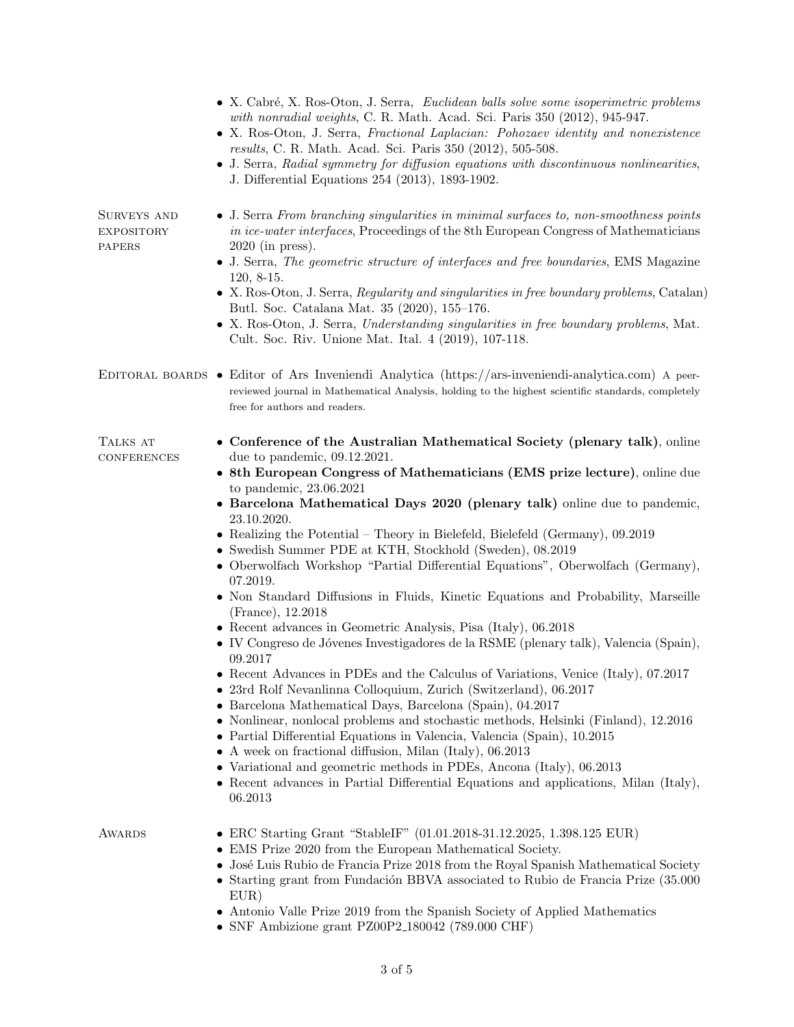- X. Cabré, X. Ros-Oton, J. Serra, *Euclidean balls solve some isoperimetric problems with nonradial weights*, C. R. Math. Acad. Sci. Paris 350 (2012), 945-947.
- X. Ros-Oton, J. Serra, *Fractional Laplacian: Pohozaev identity and nonexistence results*, C. R. Math. Acad. Sci. Paris 350 (2012), 505-508.
- J. Serra, *Radial symmetry for diffusion equations with discontinuous nonlinearities*, J. Differential Equations 254 (2013), 1893-1902.

## Surveys and expository papers

- J. Serra *From branching singularities in minimal surfaces to, non-smoothness points in ice-water interfaces*, Proceedings of the 8th European Congress of Mathematicians 2020 (in press).
- J. Serra, *The geometric structure of interfaces and free boundaries*, EMS Magazine 120, 8-15.
- X. Ros-Oton, J. Serra, *Regularity and singularities in free boundary problems*, Catalan) Butl. Soc. Catalana Mat. 35 (2020), 155–176.
- X. Ros-Oton, J. Serra, *Understanding singularities in free boundary problems*, Mat. Cult. Soc. Riv. Unione Mat. Ital. 4 (2019), 107-118.

## Editoral boards

- Editor of Ars Inveniendi Analytica (https://ars-inveniendi-analytica.com) A peer-reviewed journal in Mathematical Analysis, holding to the highest scientific standards, completely free for authors and readers.

## Talks at conferences

- **Conference of the Australian Mathematical Society (plenary talk)**, online due to pandemic, 09.12.2021.
- **8th European Congress of Mathematicians (EMS prize lecture)**, online due to pandemic, 23.06.2021
- **Barcelona Mathematical Days 2020 (plenary talk)** online due to pandemic, 23.10.2020.
- Realizing the Potential – Theory in Bielefeld, Bielefeld (Germany), 09.2019
- Swedish Summer PDE at KTH, Stockhold (Sweden), 08.2019
- Oberwolfach Workshop "Partial Differential Equations", Oberwolfach (Germany), 07.2019.
- Non Standard Diffusions in Fluids, Kinetic Equations and Probability, Marseille (France), 12.2018
- Recent advances in Geometric Analysis, Pisa (Italy), 06.2018
- IV Congreso de Jóvenes Investigadores de la RSME (plenary talk), Valencia (Spain), 09.2017
- Recent Advances in PDEs and the Calculus of Variations, Venice (Italy), 07.2017
- 23rd Rolf Nevanlinna Colloquium, Zurich (Switzerland), 06.2017
- Barcelona Mathematical Days, Barcelona (Spain), 04.2017
- Nonlinear, nonlocal problems and stochastic methods, Helsinki (Finland), 12.2016
- Partial Differential Equations in Valencia, Valencia (Spain), 10.2015
- A week on fractional diffusion, Milan (Italy), 06.2013
- Variational and geometric methods in PDEs, Ancona (Italy), 06.2013
- Recent advances in Partial Differential Equations and applications, Milan (Italy), 06.2013

## Awards

- ERC Starting Grant "StableIF" (01.01.2018-31.12.2025, 1.398.125 EUR)
- EMS Prize 2020 from the European Mathematical Society.
- José Luis Rubio de Francia Prize 2018 from the Royal Spanish Mathematical Society
- Starting grant from Fundación BBVA associated to Rubio de Francia Prize (35.000 EUR)
- Antonio Valle Prize 2019 from the Spanish Society of Applied Mathematics
- SNF Ambizione grant PZ00P2_180042 (789.000 CHF)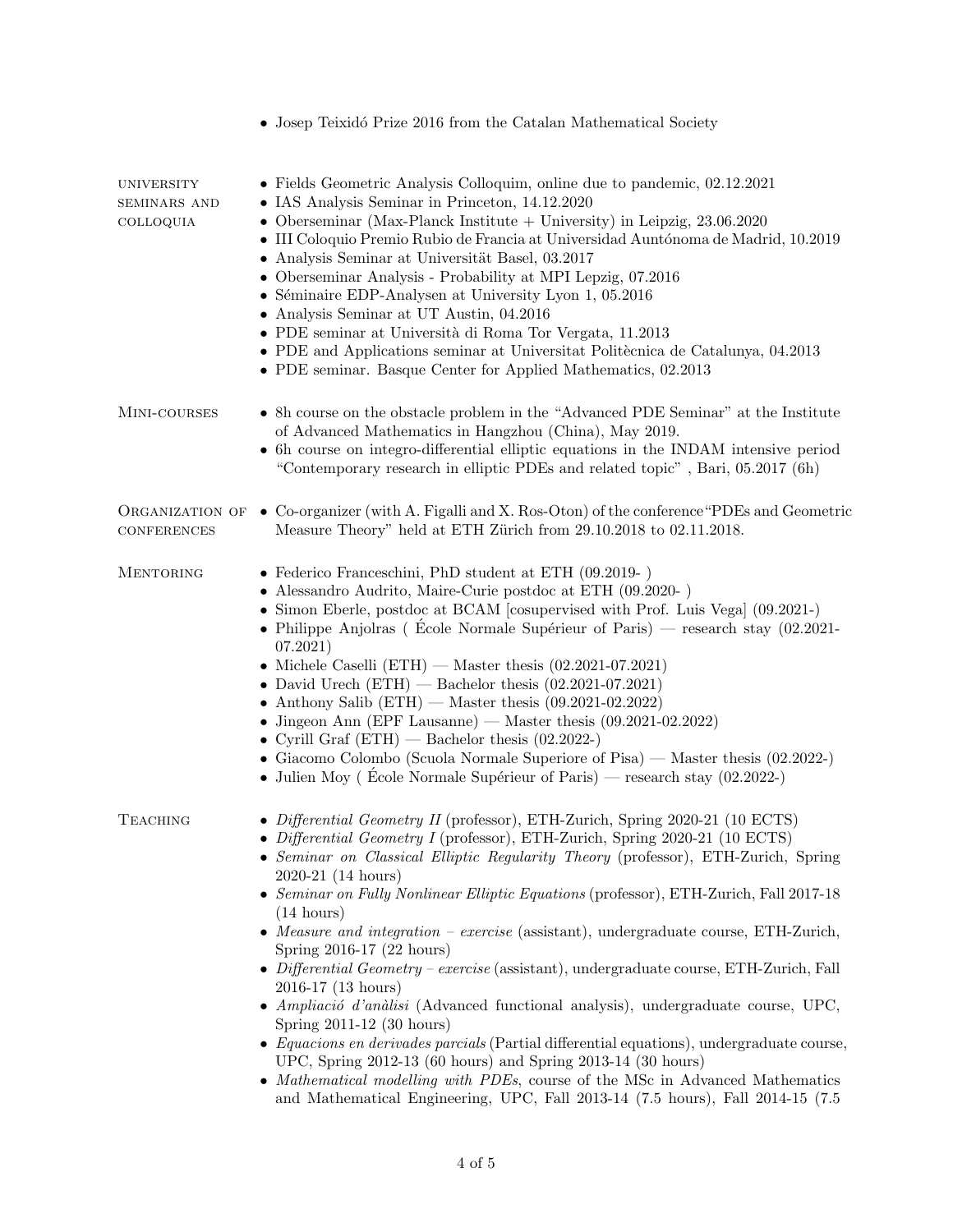- Josep Teixidó Prize 2016 from the Catalan Mathematical Society

## University seminars and colloquia

- Fields Geometric Analysis Colloquim, online due to pandemic, 02.12.2021
- IAS Analysis Seminar in Princeton, 14.12.2020
- Oberseminar (Max-Planck Institute + University) in Leipzig, 23.06.2020
- III Coloquio Premio Rubio de Francia at Universidad Auntónoma de Madrid, 10.2019
- Analysis Seminar at Universität Basel, 03.2017
- Oberseminar Analysis - Probability at MPI Lepzig, 07.2016
- Séminaire EDP-Analysen at University Lyon 1, 05.2016
- Analysis Seminar at UT Austin, 04.2016
- PDE seminar at Università di Roma Tor Vergata, 11.2013
- PDE and Applications seminar at Universitat Politècnica de Catalunya, 04.2013
- PDE seminar. Basque Center for Applied Mathematics, 02.2013

## Mini-courses

- 8h course on the obstacle problem in the "Advanced PDE Seminar" at the Institute of Advanced Mathematics in Hangzhou (China), May 2019.
- 6h course on integro-differential elliptic equations in the INDAM intensive period "Contemporary research in elliptic PDEs and related topic" , Bari, 05.2017 (6h)

## Organization of conferences

- Co-organizer (with A. Figalli and X. Ros-Oton) of the conference"PDEs and Geometric Measure Theory" held at ETH Zürich from 29.10.2018 to 02.11.2018.

## Mentoring

- Federico Franceschini, PhD student at ETH (09.2019- )
- Alessandro Audrito, Maire-Curie postdoc at ETH (09.2020- )
- Simon Eberle, postdoc at BCAM [cosupervised with Prof. Luis Vega] (09.2021-)
- Philippe Anjolras ( École Normale Supérieur of Paris) — research stay (02.2021-07.2021)
- Michele Caselli (ETH) — Master thesis (02.2021-07.2021)
- David Urech (ETH) — Bachelor thesis (02.2021-07.2021)
- Anthony Salib (ETH) — Master thesis (09.2021-02.2022)
- Jingeon Ann (EPF Lausanne) — Master thesis (09.2021-02.2022)
- Cyrill Graf (ETH) — Bachelor thesis (02.2022-)
- Giacomo Colombo (Scuola Normale Superiore of Pisa) — Master thesis (02.2022-)
- Julien Moy ( École Normale Supérieur of Paris) — research stay (02.2022-)

## Teaching

- *Differential Geometry II* (professor), ETH-Zurich, Spring 2020-21 (10 ECTS)
- *Differential Geometry I* (professor), ETH-Zurich, Spring 2020-21 (10 ECTS)
- *Seminar on Classical Elliptic Regularity Theory* (professor), ETH-Zurich, Spring 2020-21 (14 hours)
- *Seminar on Fully Nonlinear Elliptic Equations* (professor), ETH-Zurich, Fall 2017-18 (14 hours)
- *Measure and integration – exercise* (assistant), undergraduate course, ETH-Zurich, Spring 2016-17 (22 hours)
- *Differential Geometry – exercise* (assistant), undergraduate course, ETH-Zurich, Fall 2016-17 (13 hours)
- *Ampliació d'anàlisi* (Advanced functional analysis), undergraduate course, UPC, Spring 2011-12 (30 hours)
- *Equacions en derivades parcials* (Partial differential equations), undergraduate course, UPC, Spring 2012-13 (60 hours) and Spring 2013-14 (30 hours)
- *Mathematical modelling with PDEs*, course of the MSc in Advanced Mathematics and Mathematical Engineering, UPC, Fall 2013-14 (7.5 hours), Fall 2014-15 (7.5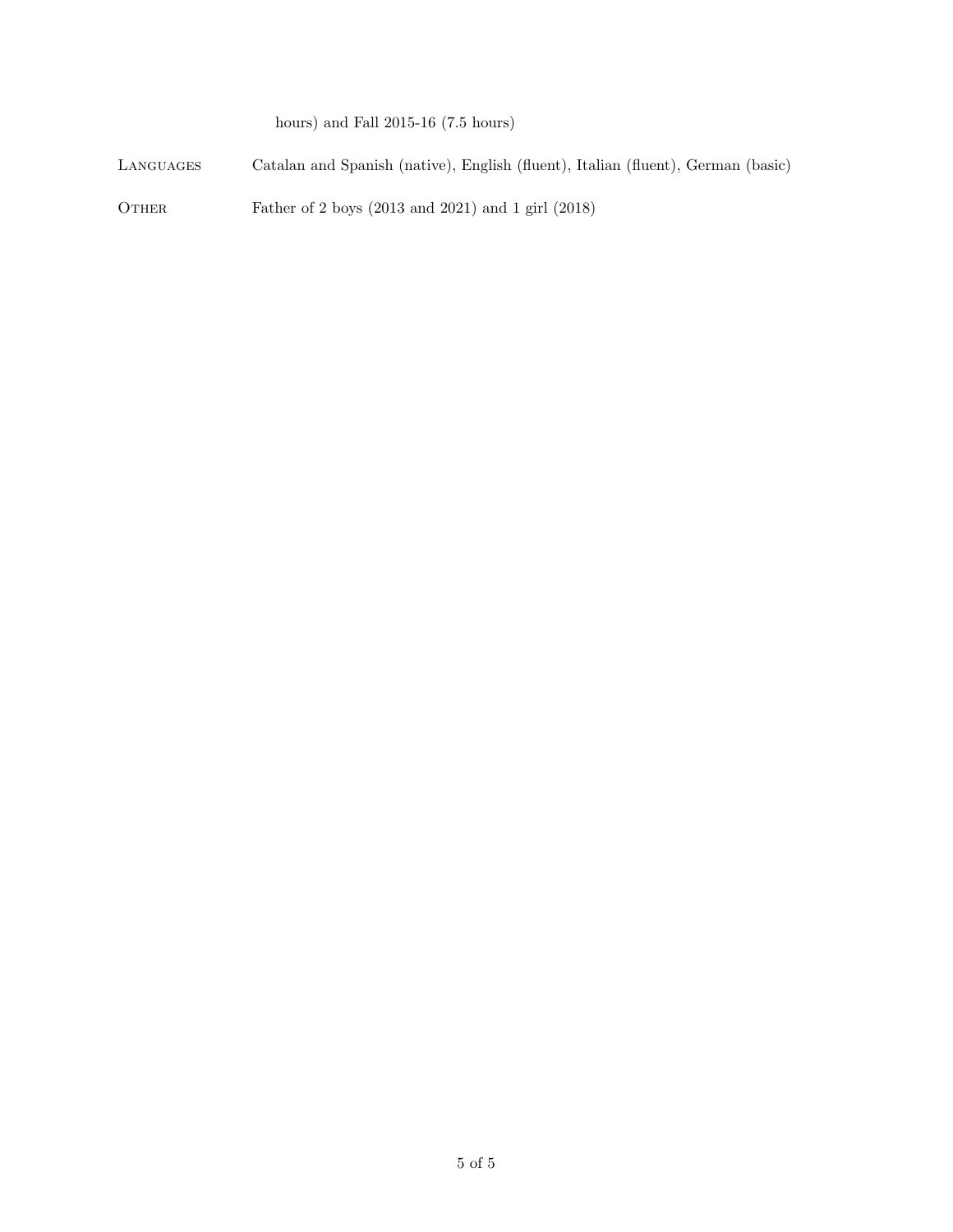hours) and Fall 2015-16 (7.5 hours)

| | |
|---|---|
| LANGUAGES | Catalan and Spanish (native), English (fluent), Italian (fluent), German (basic) |
| OTHER | Father of 2 boys (2013 and 2021) and 1 girl (2018) |